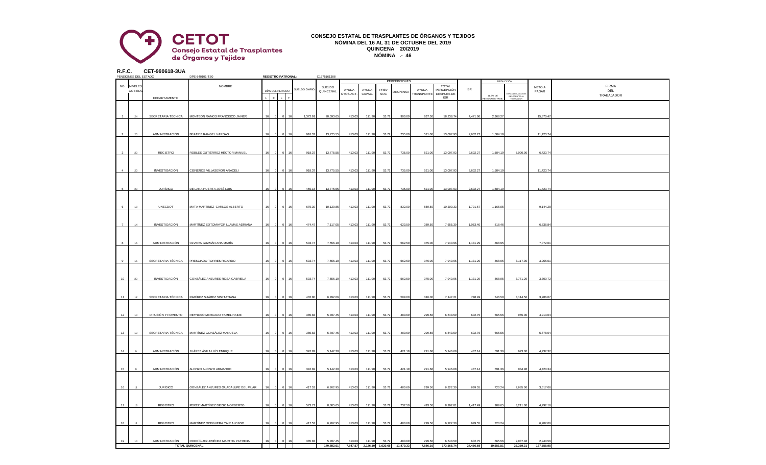**CETOT**
**Consejo Estatal de Trasplantes de Órganos y Tejidos**

# CONSEJO ESTATAL DE TRASPLANTES DE ÓRGANOS Y TEJIDOS
## NÓMINA DEL 16 AL 31 DE OCTUBRE DEL 2019
## QUINCENA 20/2019
## NÓMINA .- 46

**R.F.C. CET-990618-3UA**

PENSIONES DEL ESTADO DPE-540101-TS0 **REGISTRO PATRONAL:** C1675161388

| NO. | NIVELES GOB EDO | DEPARTAMENTO | NOMBRE | DÍAS DEL PERIODO L | F | L | T | SUELDO DIARIO | SUELDO QUINCENAL | PERCEPCIONES AYUDA GTOS ACT. | AYUDA CAPAC. | PREV SOC | DESPENSA | AYUDA TRANSPORTE | TOTAL PERCEPCIÓN DESPUES DE ISR | ISR | DEDUCCIÓN 11.5% DE PENSIONES TRAB. | OTRAS DEDUCCIONES INHERENTES AL TRABAJADOR | NETO A PAGAR | FIRMA DEL TRABAJADOR |
|---|---|---|---|---|---|---|---|---|---|---|---|---|---|---|---|---|---|---|---|---|
| 1 | 24 | SECRETARIA TÉCNICA | MONTEÓN RAMOS FRANCISCO JAVIER | 16 | 0 | 0 | 16 | 1,372.91 | 20,593.65 | 413.03 | 111.90 | 53.72 | 900.00 | 637.50 | 18,238.74 | 4,471.06 | 2,368.27 | | 15,870.47 | |
| 2 | 20 | ADMINISTRACIÓN | BEATRIZ RANGEL VARGAS | 16 | 0 | 0 | 16 | 918.37 | 13,775.55 | 413.03 | 111.90 | 53.72 | 735.00 | 521.00 | 13,007.93 | 2,602.27 | 1,584.19 | | 11,423.74 | |
| 3 | 20 | REGISTRO | ROBLES GUTIÉRREZ HÉCTOR MANUEL | 16 | 0 | 0 | 16 | 918.37 | 13,775.55 | 413.03 | 111.90 | 53.72 | 735.00 | 521.00 | 13,007.93 | 2,602.27 | 1,584.19 | 5,000.00 | 6,423.74 | |
| 4 | 20 | INVESTIGACIÓN | CISNEROS VILLASEÑOR ARACELI | 16 | 0 | 0 | 16 | 918.37 | 13,775.55 | 413.03 | 111.90 | 53.72 | 735.00 | 521.00 | 13,007.93 | 2,602.27 | 1,584.19 | | 11,423.74 | |
| 5 | 20 | JURÍDICO | DE LARA HUERTA JOSÉ LUIS | 16 | 0 | 0 | 16 | 459.18 | 13,775.55 | 413.03 | 111.90 | 53.72 | 735.00 | 521.00 | 13,007.93 | 2,602.27 | 1,584.19 | | 11,423.74 | |
| 6 | 18 | UNECDOT | MATA MARTINEZ CARLOS ALBERTO | 16 | 0 | 0 | 16 | 675.39 | 10,130.85 | 413.03 | 111.90 | 53.72 | 832.00 | 559.50 | 10,309.33 | 1,791.67 | 1,165.05 | | 9,144.28 | |
| 7 | 14 | INVESTIGACIÓN | MARTÍNEZ SOTOMAYOR LLAMAS ADRIANA | 16 | 0 | 0 | 16 | 474.47 | 7,117.05 | 413.03 | 111.90 | 53.72 | 623.50 | 389.50 | 7,655.30 | 1,053.40 | 818.46 | | 6,836.84 | |
| 8 | 15 | ADMINISTRACIÓN | OLVERA GUZMÁN ANA MARÍA | 16 | 0 | 0 | 16 | 503.74 | 7,556.10 | 413.03 | 111.90 | 53.72 | 562.50 | 375.00 | 7,940.96 | 1,131.29 | 868.95 | | 7,072.01 | |
| 9 | 15 | SECRETARIA TÉCNICA | PRESCIADO TORRES RICARDO | 16 | 0 | 0 | 16 | 503.74 | 7,556.10 | 413.03 | 111.90 | 53.72 | 562.50 | 375.00 | 7,940.96 | 1,131.29 | 868.95 | 3,117.00 | 3,955.01 | |
| 10 | 20 | INVESTIGACIÓN | GONZÁLEZ ANZURES ROSA GABRIELA | 16 | 0 | 0 | 16 | 503.74 | 7,556.10 | 413.03 | 111.90 | 53.72 | 562.50 | 375.00 | 7,940.96 | 1,131.29 | 868.95 | 3,771.29 | 3,300.72 | |
| 11 | 12 | SECRETARIA TÉCNICA | RAMÍREZ SUÁREZ SISI TATIANA | 16 | 0 | 0 | 16 | 432.80 | 6,492.06 | 413.03 | 111.90 | 53.72 | 509.00 | 316.00 | 7,147.21 | 748.49 | 746.59 | 3,114.56 | 3,286.07 | |
| 12 | 10 | DIFUSIÓN Y FOMENTO | REYNOSO MERCADO YAMEL HAIDE | 16 | 0 | 0 | 16 | 385.83 | 5,787.45 | 413.03 | 111.90 | 53.72 | 480.69 | 299.56 | 6,543.59 | 602.75 | 665.56 | 965.00 | 4,913.04 | |
| 13 | 10 | SECRETARIA TÉCNICA | MARTÍNEZ GONZÁLEZ MANUELA | 16 | 0 | 0 | 16 | 385.83 | 5,787.45 | 413.03 | 111.90 | 53.72 | 480.69 | 299.56 | 6,543.59 | 602.75 | 665.56 | | 5,878.04 | |
| 14 | 9 | ADMINISTRACIÓN | JUÁREZ ÁVILA LUÍS ENRIQUE | 16 | 0 | 0 | 16 | 342.82 | 5,142.30 | 413.03 | 111.90 | 53.72 | 421.19 | 291.68 | 5,946.68 | 487.14 | 591.36 | 623.00 | 4,732.32 | |
| 15 | 9 | ADMINISTRACIÓN | ALONZO ALONZO ARMANDO | 16 | 0 | 0 | 16 | 342.82 | 5,142.30 | 413.03 | 111.90 | 53.72 | 421.19 | 291.68 | 5,946.68 | 487.14 | 591.36 | 934.98 | 4,420.34 | |
| 16 | 11 | JURÍDICO | GONZÁLEZ ANZURES GUADALUPE DEL PILAR | 16 | 0 | 0 | 16 | 417.53 | 6,262.95 | 413.03 | 111.90 | 53.72 | 480.69 | 299.56 | 6,922.30 | 699.55 | 720.24 | 2,685.00 | 3,517.06 | |
| 17 | 16 | REGISTRO | PEREZ MARTÍNEZ DIEGO NORBERTO | 16 | 0 | 0 | 16 | 573.71 | 8,605.65 | 413.03 | 111.90 | 53.72 | 732.50 | 493.50 | 8,992.81 | 1,417.49 | 989.65 | 3,211.00 | 4,792.16 | |
| 18 | 11 | REGISTRO | MARTÍNEZ OCEGUERA YAIR ALONSO | 16 | 0 | 0 | 16 | 417.53 | 6,262.95 | 413.03 | 111.90 | 53.72 | 480.69 | 299.56 | 6,922.30 | 699.55 | 720.24 | | 6,202.06 | |
| 19 | 10 | ADMINISTRACIÓN | RODRÍGUEZ JIMÉNEZ MARTHA PATRICIA | 16 | 0 | 0 | 16 | 385.83 | 5,787.45 | 413.03 | 111.90 | 53.72 | 480.69 | 299.56 | 6,543.59 | 602.75 | 665.56 | 2,937.48 | 2,940.56 | |
| | | TOTAL QUINCENAL | | | | | | | 170,882.61 | 7,847.57 | 2,126.10 | 1,020.68 | 11,470.33 | 7,686.16 | 173,566.74 | 27,466.68 | 19,651.51 | 26,359.31 | 127,555.95 | |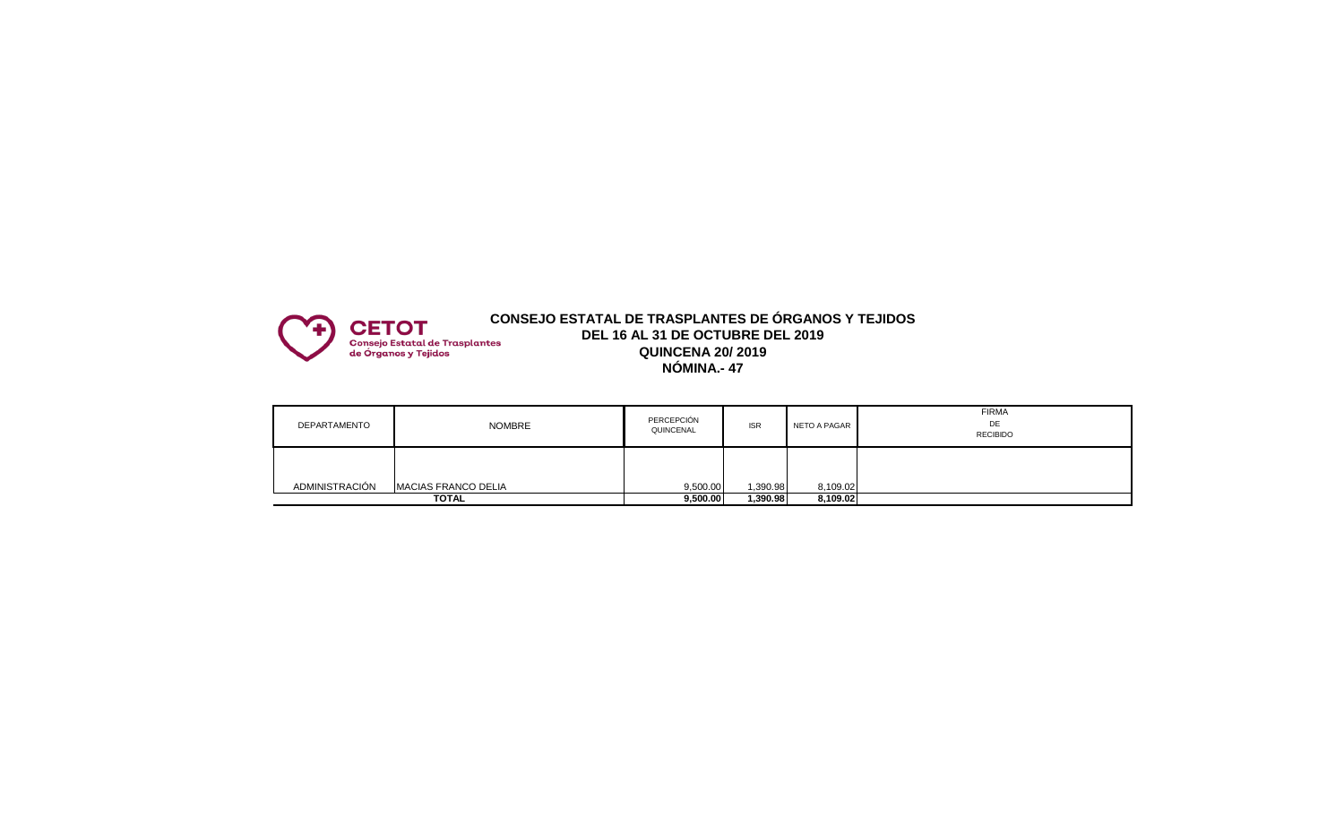CETOT
Consejo Estatal de Trasplantes de Órganos y Tejidos

**CONSEJO ESTATAL DE TRASPLANTES DE ÓRGANOS Y TEJIDOS**
**DEL 16 AL 31 DE OCTUBRE DEL 2019**
**QUINCENA 20/ 2019**
**NÓMINA.- 47**

| DEPARTAMENTO | NOMBRE | PERCEPCIÓN QUINCENAL | ISR | NETO A PAGAR | FIRMA DE RECIBIDO |
|---|---|---|---|---|---|
| ADMINISTRACIÓN | MACIAS FRANCO DELIA | 9,500.00 | 1,390.98 | 8,109.02 | |
| **TOTAL** | | **9,500.00** | **1,390.98** | **8,109.02** | |